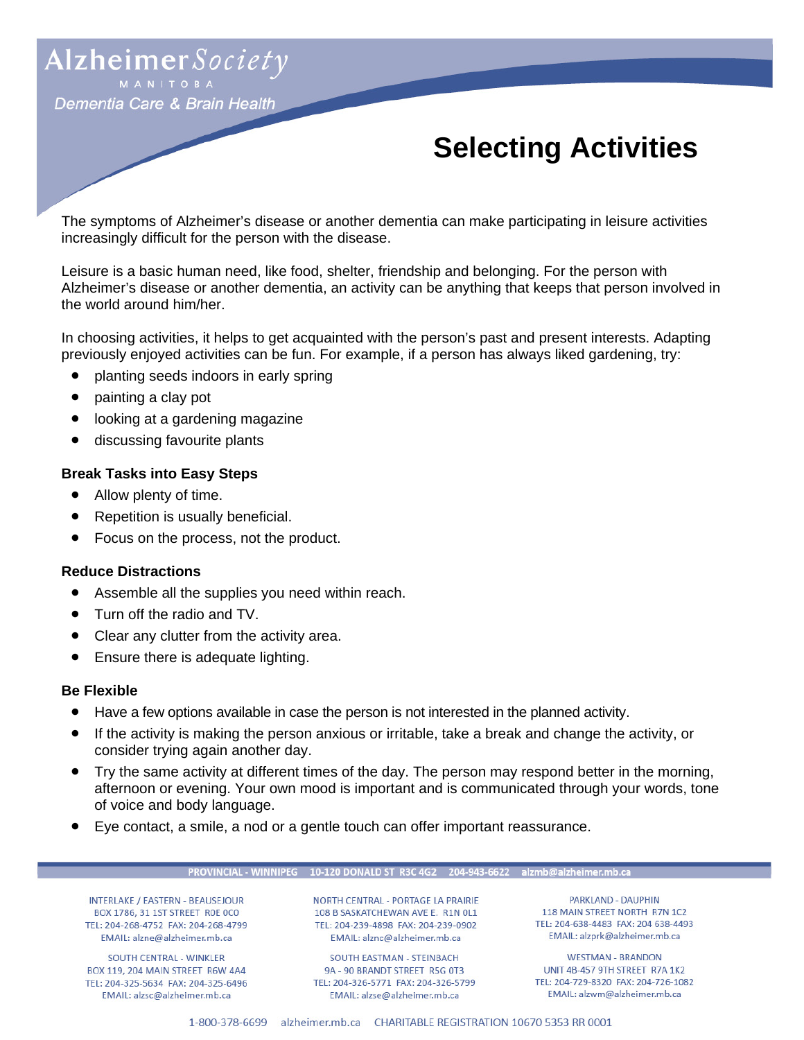Alzheimer Society
MANITOBA
*Dementia Care & Brain Health*

# Selecting Activities

The symptoms of Alzheimer's disease or another dementia can make participating in leisure activities increasingly difficult for the person with the disease.

Leisure is a basic human need, like food, shelter, friendship and belonging. For the person with Alzheimer's disease or another dementia, an activity can be anything that keeps that person involved in the world around him/her.

In choosing activities, it helps to get acquainted with the person's past and present interests. Adapting previously enjoyed activities can be fun. For example, if a person has always liked gardening, try:

- planting seeds indoors in early spring
- painting a clay pot
- looking at a gardening magazine
- discussing favourite plants

### Break Tasks into Easy Steps

- Allow plenty of time.
- Repetition is usually beneficial.
- Focus on the process, not the product.

### Reduce Distractions

- Assemble all the supplies you need within reach.
- Turn off the radio and TV.
- Clear any clutter from the activity area.
- Ensure there is adequate lighting.

### Be Flexible

- Have a few options available in case the person is not interested in the planned activity.
- If the activity is making the person anxious or irritable, take a break and change the activity, or consider trying again another day.
- Try the same activity at different times of the day. The person may respond better in the morning, afternoon or evening. Your own mood is important and is communicated through your words, tone of voice and body language.
- Eye contact, a smile, a nod or a gentle touch can offer important reassurance.

PROVINCIAL - WINNIPEG 10-120 DONALD ST R3C 4G2 204-943-6622 alzmb@alzheimer.mb.ca

INTERLAKE / EASTERN - BEAUSEJOUR
BOX 1786, 31 1ST STREET R0E 0C0
TEL: 204-268-4752 FAX: 204-268-4799
EMAIL: alzne@alzheimer.mb.ca

SOUTH CENTRAL - WINKLER
BOX 119, 204 MAIN STREET R6W 4A4
TEL: 204-325-5634 FAX: 204-325-6496
EMAIL: alzsc@alzheimer.mb.ca

NORTH CENTRAL - PORTAGE LA PRAIRIE
108 B SASKATCHEWAN AVE E. R1N 0L1
TEL: 204-239-4898 FAX: 204-239-0902
EMAIL: alznc@alzheimer.mb.ca

SOUTH EASTMAN - STEINBACH
9A - 90 BRANDT STREET R5G 0T3
TEL: 204-326-5771 FAX: 204-326-5799
EMAIL: alzse@alzheimer.mb.ca

PARKLAND - DAUPHIN
118 MAIN STREET NORTH R7N 1C2
TEL: 204-638-4483 FAX: 204 638-4493
EMAIL: alzprk@alzheimer.mb.ca

WESTMAN - BRANDON
UNIT 4B-457 9TH STREET R7A 1K2
TEL: 204-729-8320 FAX: 204-726-1082
EMAIL: alzwm@alzheimer.mb.ca

1-800-378-6699 alzheimer.mb.ca CHARITABLE REGISTRATION 10670 5353 RR 0001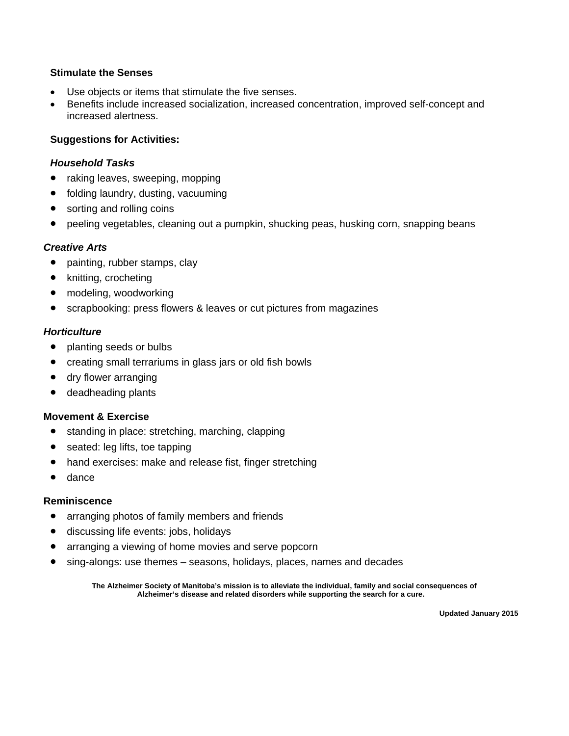**Stimulate the Senses**

- Use objects or items that stimulate the five senses.
- Benefits include increased socialization, increased concentration, improved self-concept and increased alertness.

**Suggestions for Activities:**

***Household Tasks***

- raking leaves, sweeping, mopping
- folding laundry, dusting, vacuuming
- sorting and rolling coins
- peeling vegetables, cleaning out a pumpkin, shucking peas, husking corn, snapping beans

***Creative Arts***

- painting, rubber stamps, clay
- knitting, crocheting
- modeling, woodworking
- scrapbooking: press flowers & leaves or cut pictures from magazines

***Horticulture***

- planting seeds or bulbs
- creating small terrariums in glass jars or old fish bowls
- dry flower arranging
- deadheading plants

**Movement & Exercise**

- standing in place: stretching, marching, clapping
- seated: leg lifts, toe tapping
- hand exercises: make and release fist, finger stretching
- dance

**Reminiscence**

- arranging photos of family members and friends
- discussing life events: jobs, holidays
- arranging a viewing of home movies and serve popcorn
- sing-alongs: use themes – seasons, holidays, places, names and decades

**The Alzheimer Society of Manitoba's mission is to alleviate the individual, family and social consequences of Alzheimer's disease and related disorders while supporting the search for a cure.**

**Updated January 2015**